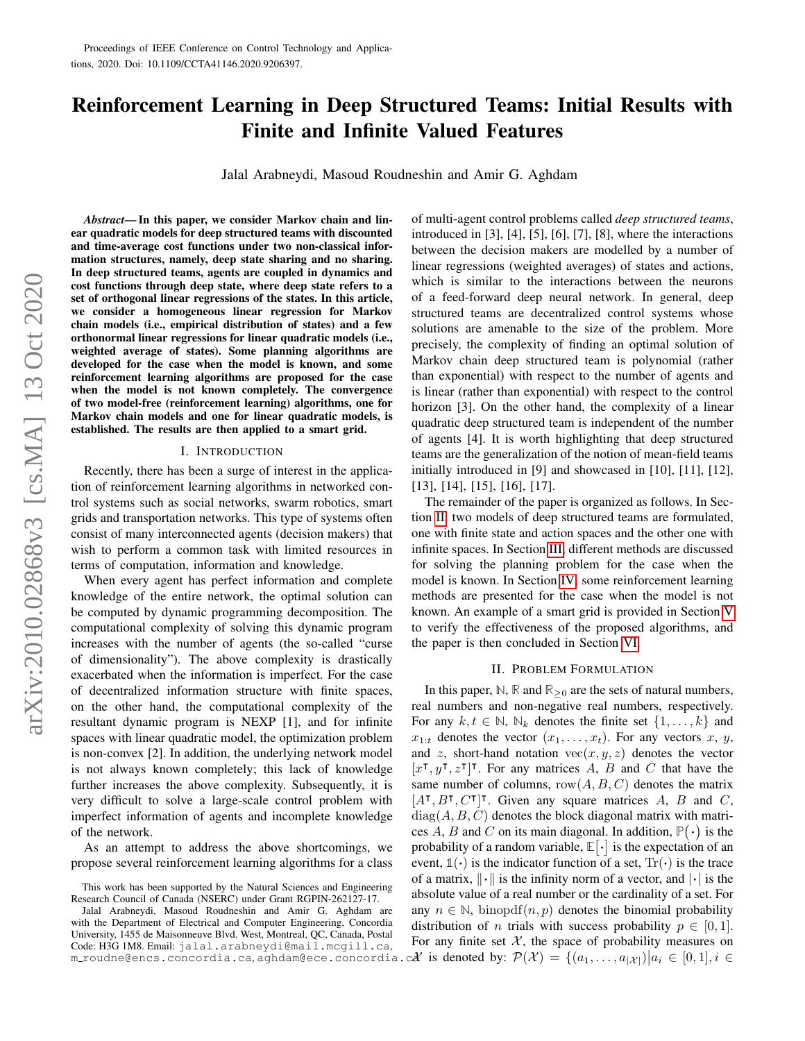Proceedings of IEEE Conference on Control Technology and Applications, 2020. Doi: 10.1109/CCTA41146.2020.9206397.

# Reinforcement Learning in Deep Structured Teams: Initial Results with Finite and Infinite Valued Features

Jalal Arabneydi, Masoud Roudneshin and Amir G. Aghdam

***Abstract*— In this paper, we consider Markov chain and linear quadratic models for deep structured teams with discounted and time-average cost functions under two non-classical information structures, namely, deep state sharing and no sharing. In deep structured teams, agents are coupled in dynamics and cost functions through deep state, where deep state refers to a set of orthogonal linear regressions of the states. In this article, we consider a homogeneous linear regression for Markov chain models (i.e., empirical distribution of states) and a few orthonormal linear regressions for linear quadratic models (i.e., weighted average of states). Some planning algorithms are developed for the case when the model is known, and some reinforcement learning algorithms are proposed for the case when the model is not known completely. The convergence of two model-free (reinforcement learning) algorithms, one for Markov chain models and one for linear quadratic models, is established. The results are then applied to a smart grid.**

## I. Introduction

Recently, there has been a surge of interest in the application of reinforcement learning algorithms in networked control systems such as social networks, swarm robotics, smart grids and transportation networks. This type of systems often consist of many interconnected agents (decision makers) that wish to perform a common task with limited resources in terms of computation, information and knowledge.

When every agent has perfect information and complete knowledge of the entire network, the optimal solution can be computed by dynamic programming decomposition. The computational complexity of solving this dynamic program increases with the number of agents (the so-called "curse of dimensionality"). The above complexity is drastically exacerbated when the information is imperfect. For the case of decentralized information structure with finite spaces, on the other hand, the computational complexity of the resultant dynamic program is NEXP [1], and for infinite spaces with linear quadratic model, the optimization problem is non-convex [2]. In addition, the underlying network model is not always known completely; this lack of knowledge further increases the above complexity. Subsequently, it is very difficult to solve a large-scale control problem with imperfect information of agents and incomplete knowledge of the network.

As an attempt to address the above shortcomings, we propose several reinforcement learning algorithms for a class of multi-agent control problems called *deep structured teams*, introduced in [3], [4], [5], [6], [7], [8], where the interactions between the decision makers are modelled by a number of linear regressions (weighted averages) of states and actions, which is similar to the interactions between the neurons of a feed-forward deep neural network. In general, deep structured teams are decentralized control systems whose solutions are amenable to the size of the problem. More precisely, the complexity of finding an optimal solution of Markov chain deep structured team is polynomial (rather than exponential) with respect to the number of agents and is linear (rather than exponential) with respect to the control horizon [3]. On the other hand, the complexity of a linear quadratic deep structured team is independent of the number of agents [4]. It is worth highlighting that deep structured teams are the generalization of the notion of mean-field teams initially introduced in [9] and showcased in [10], [11], [12], [13], [14], [15], [16], [17].

The remainder of the paper is organized as follows. In Section II, two models of deep structured teams are formulated, one with finite state and action spaces and the other one with infinite spaces. In Section III, different methods are discussed for solving the planning problem for the case when the model is known. In Section IV, some reinforcement learning methods are presented for the case when the model is not known. An example of a smart grid is provided in Section V to verify the effectiveness of the proposed algorithms, and the paper is then concluded in Section VI.

## II. Problem Formulation

In this paper, $\mathbb{N}$, $\mathbb{R}$ and $\mathbb{R}_{\geq 0}$ are the sets of natural numbers, real numbers and non-negative real numbers, respectively. For any $k, t \in \mathbb{N}$, $\mathbb{N}_k$ denotes the finite set $\{1, \ldots, k\}$ and $x_{1:t}$ denotes the vector $(x_1, \ldots, x_t)$. For any vectors $x$, $y$, and $z$, short-hand notation $\operatorname{vec}(x, y, z)$ denotes the vector $[x^\intercal, y^\intercal, z^\intercal]^\intercal$. For any matrices $A$, $B$ and $C$ that have the same number of columns, $\operatorname{row}(A, B, C)$ denotes the matrix $[A^\intercal, B^\intercal, C^\intercal]^\intercal$. Given any square matrices $A$, $B$ and $C$, $\operatorname{diag}(A, B, C)$ denotes the block diagonal matrix with matrices $A$, $B$ and $C$ on its main diagonal. In addition, $\mathbb{P}(\cdot)$ is the probability of a random variable, $\mathbb{E}[\cdot]$ is the expectation of an event, $\mathbb{1}(\cdot)$ is the indicator function of a set, $\operatorname{Tr}(\cdot)$ is the trace of a matrix, $\|\cdot\|$ is the infinity norm of a vector, and $|\cdot|$ is the absolute value of a real number or the cardinality of a set. For any $n \in \mathbb{N}$, $\operatorname{binopdf}(n, p)$ denotes the binomial probability distribution of $n$ trials with success probability $p \in [0, 1]$. For any finite set $\mathcal{X}$, the space of probability measures on $\mathcal{X}$ is denoted by: $\mathcal{P}(\mathcal{X}) = \{(a_1, \ldots, a_{|\mathcal{X}|}) | a_i \in [0, 1], i \in$

This work has been supported by the Natural Sciences and Engineering Research Council of Canada (NSERC) under Grant RGPIN-262127-17.

Jalal Arabneydi, Masoud Roudneshin and Amir G. Aghdam are with the Department of Electrical and Computer Engineering, Concordia University, 1455 de Maisonneuve Blvd. West, Montreal, QC, Canada, Postal Code: H3G 1M8. Email: jalal.arabneydi@mail.mcgill.ca, m_roudne@encs.concordia.ca, aghdam@ece.concordia.ca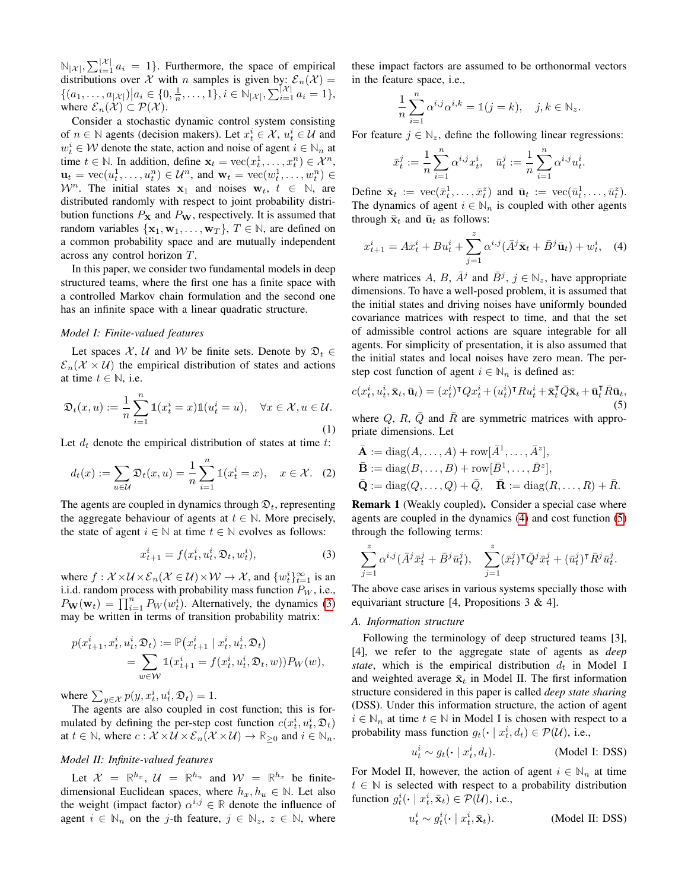$\mathbb{N}_{|\mathcal{X}|}, \sum_{i=1}^{|\mathcal{X}|} a_i = 1\}$. Furthermore, the space of empirical distributions over $\mathcal{X}$ with $n$ samples is given by: $\mathcal{E}_n(\mathcal{X}) = \{(a_1,\ldots,a_{|\mathcal{X}|}) \big| a_i \in \{0, \frac{1}{n}, \ldots, 1\}, i \in \mathbb{N}_{|\mathcal{X}|}, \sum_{i=1}^{|\mathcal{X}|} a_i = 1\}$, where $\mathcal{E}_n(\mathcal{X}) \subset \mathcal{P}(\mathcal{X})$.

Consider a stochastic dynamic control system consisting of $n \in \mathbb{N}$ agents (decision makers). Let $x_t^i \in \mathcal{X}$, $u_t^i \in \mathcal{U}$ and $w_t^i \in \mathcal{W}$ denote the state, action and noise of agent $i \in \mathbb{N}_n$ at time $t \in \mathbb{N}$. In addition, define $\mathbf{x}_t = \operatorname{vec}(x_t^1, \ldots, x_t^n) \in \mathcal{X}^n$, $\mathbf{u}_t = \operatorname{vec}(u_t^1, \ldots, u_t^n) \in \mathcal{U}^n$, and $\mathbf{w}_t = \operatorname{vec}(w_t^1, \ldots, w_t^n) \in \mathcal{W}^n$. The initial states $\mathbf{x}_1$ and noises $\mathbf{w}_t$, $t \in \mathbb{N}$, are distributed randomly with respect to joint probability distribution functions $P_{\mathbf{X}}$ and $P_{\mathbf{W}}$, respectively. It is assumed that random variables $\{\mathbf{x}_1, \mathbf{w}_1, \ldots, \mathbf{w}_T\}$, $T \in \mathbb{N}$, are defined on a common probability space and are mutually independent across any control horizon $T$.

In this paper, we consider two fundamental models in deep structured teams, where the first one has a finite space with a controlled Markov chain formulation and the second one has an infinite space with a linear quadratic structure.

### *Model I: Finite-valued features*

Let spaces $\mathcal{X}$, $\mathcal{U}$ and $\mathcal{W}$ be finite sets. Denote by $\mathfrak{D}_t \in \mathcal{E}_n(\mathcal{X} \times \mathcal{U})$ the empirical distribution of states and actions at time $t \in \mathbb{N}$, i.e.

$$\mathfrak{D}_t(x,u) := \frac{1}{n} \sum_{i=1}^{n} \mathbb{1}(x_t^i = x)\mathbb{1}(u_t^i = u), \quad \forall x \in \mathcal{X}, u \in \mathcal{U}. \tag{1}$$

Let $d_t$ denote the empirical distribution of states at time $t$:

$$d_t(x) := \sum_{u \in \mathcal{U}} \mathfrak{D}_t(x,u) = \frac{1}{n}\sum_{i=1}^{n} \mathbb{1}(x_t^i = x), \quad x \in \mathcal{X}. \tag{2}$$

The agents are coupled in dynamics through $\mathfrak{D}_t$, representing the aggregate behaviour of agents at $t \in \mathbb{N}$. More precisely, the state of agent $i \in \mathbb{N}$ at time $t \in \mathbb{N}$ evolves as follows:

$$x_{t+1}^i = f(x_t^i, u_t^i, \mathfrak{D}_t, w_t^i), \tag{3}$$

where $f: \mathcal{X} \times \mathcal{U} \times \mathcal{E}_n(\mathcal{X} \in \mathcal{U}) \times \mathcal{W} \to \mathcal{X}$, and $\{w_t^i\}_{t=1}^{\infty}$ is an i.i.d. random process with probability mass function $P_W$, i.e., $P_{\mathbf{W}}(\mathbf{w}_t) = \prod_{i=1}^{n} P_W(w_t^i)$. Alternatively, the dynamics (3) may be written in terms of transition probability matrix:

$$\begin{aligned} p(x_{t+1}^i, x_t^i, u_t^i, \mathfrak{D}_t) &:= \mathbb{P}\big(x_{t+1}^i \mid x_t^i, u_t^i, \mathfrak{D}_t\big) \\ &= \sum_{w \in \mathcal{W}} \mathbb{1}(x_{t+1}^i = f(x_t^i, u_t^i, \mathfrak{D}_t, w)) P_W(w), \end{aligned}$$

where $\sum_{y \in \mathcal{X}} p(y, x_t^i, u_t^i, \mathfrak{D}_t) = 1$.

The agents are also coupled in cost function; this is formulated by defining the per-step cost function $c(x_t^i, u_t^i, \mathfrak{D}_t)$ at $t \in \mathbb{N}$, where $c: \mathcal{X} \times \mathcal{U} \times \mathcal{E}_n(\mathcal{X} \times \mathcal{U}) \to \mathbb{R}_{\geq 0}$ and $i \in \mathbb{N}_n$.

### *Model II: Infinite-valued features*

Let $\mathcal{X} = \mathbb{R}^{h_x}$, $\mathcal{U} = \mathbb{R}^{h_u}$ and $\mathcal{W} = \mathbb{R}^{h_x}$ be finite-dimensional Euclidean spaces, where $h_x, h_u \in \mathbb{N}$. Let also the weight (impact factor) $\alpha^{i,j} \in \mathbb{R}$ denote the influence of agent $i \in \mathbb{N}_n$ on the $j$-th feature, $j \in \mathbb{N}_z$, $z \in \mathbb{N}$, where these impact factors are assumed to be orthonormal vectors in the feature space, i.e.,

$$\frac{1}{n}\sum_{i=1}^{n} \alpha^{i,j}\alpha^{i,k} = \mathbb{1}(j=k), \quad j,k \in \mathbb{N}_z.$$

For feature $j \in \mathbb{N}_z$, define the following linear regressions:

$$\bar{x}_t^j := \frac{1}{n}\sum_{i=1}^{n} \alpha^{i,j} x_t^i, \quad \bar{u}_t^j := \frac{1}{n}\sum_{i=1}^{n} \alpha^{i,j} u_t^i.$$

Define $\bar{\mathbf{x}}_t := \operatorname{vec}(\bar{x}_t^1, \ldots, \bar{x}_t^z)$ and $\bar{\mathbf{u}}_t := \operatorname{vec}(\bar{u}_t^1, \ldots, \bar{u}_t^z)$. The dynamics of agent $i \in \mathbb{N}_n$ is coupled with other agents through $\bar{\mathbf{x}}_t$ and $\bar{\mathbf{u}}_t$ as follows:

$$x_{t+1}^i = Ax_t^i + Bu_t^i + \sum_{j=1}^{z} \alpha^{i,j}(\bar{A}^j \bar{\mathbf{x}}_t + \bar{B}^j \bar{\mathbf{u}}_t) + w_t^i, \tag{4}$$

where matrices $A$, $B$, $\bar{A}^j$ and $\bar{B}^j$, $j \in \mathbb{N}_z$, have appropriate dimensions. To have a well-posed problem, it is assumed that the initial states and driving noises have uniformly bounded covariance matrices with respect to time, and that the set of admissible control actions are square integrable for all agents. For simplicity of presentation, it is also assumed that the initial states and local noises have zero mean. The per-step cost function of agent $i \in \mathbb{N}_n$ is defined as:

$$c(x_t^i, u_t^i, \bar{\mathbf{x}}_t, \bar{\mathbf{u}}_t) = (x_t^i)^\intercal Q x_t^i + (u_t^i)^\intercal R u_t^i + \bar{\mathbf{x}}_t^\intercal \bar{Q} \bar{\mathbf{x}}_t + \bar{\mathbf{u}}_t^\intercal \bar{R} \bar{\mathbf{u}}_t, \tag{5}$$

where $Q$, $R$, $\bar{Q}$ and $\bar{R}$ are symmetric matrices with appropriate dimensions. Let

$$\begin{aligned} \bar{\mathbf{A}} &:= \operatorname{diag}(A, \ldots, A) + \operatorname{row}[\bar{A}^1, \ldots, \bar{A}^z], \\ \bar{\mathbf{B}} &:= \operatorname{diag}(B, \ldots, B) + \operatorname{row}[\bar{B}^1, \ldots, \bar{B}^z], \\ \bar{\mathbf{Q}} &:= \operatorname{diag}(Q, \ldots, Q) + \bar{Q}, \quad \bar{\mathbf{R}} := \operatorname{diag}(R, \ldots, R) + \bar{R}. \end{aligned}$$

**Remark 1** (Weakly coupled)**.** Consider a special case where agents are coupled in the dynamics (4) and cost function (5) through the following terms:

$$\sum_{j=1}^{z} \alpha^{i,j}(\bar{A}^j \bar{x}_t^j + \bar{B}^j \bar{u}_t^j), \quad \sum_{j=1}^{z} (\bar{x}_t^j)^\intercal \bar{Q}^j \bar{x}_t^j + (\bar{u}_t^j)^\intercal \bar{R}^j \bar{u}_t^j.$$

The above case arises in various systems specially those with equivariant structure [4, Propositions 3 & 4].

### *A. Information structure*

Following the terminology of deep structured teams [3], [4], we refer to the aggregate state of agents as *deep state*, which is the empirical distribution $d_t$ in Model I and weighted average $\bar{\mathbf{x}}_t$ in Model II. The first information structure considered in this paper is called *deep state sharing* (DSS). Under this information structure, the action of agent $i \in \mathbb{N}_n$ at time $t \in \mathbb{N}$ in Model I is chosen with respect to a probability mass function $g_t(\cdot \mid x_t^i, d_t) \in \mathcal{P}(\mathcal{U})$, i.e.,

$$u_t^i \sim g_t(\cdot \mid x_t^i, d_t). \qquad \text{(Model I: DSS)}$$

For Model II, however, the action of agent $i \in \mathbb{N}_n$ at time $t \in \mathbb{N}$ is selected with respect to a probability distribution function $g_t^i(\cdot \mid x_t^i, \bar{\mathbf{x}}_t) \in \mathcal{P}(\mathcal{U})$, i.e.,

$$u_t^i \sim g_t^i(\cdot \mid x_t^i, \bar{\mathbf{x}}_t). \qquad \text{(Model II: DSS)}$$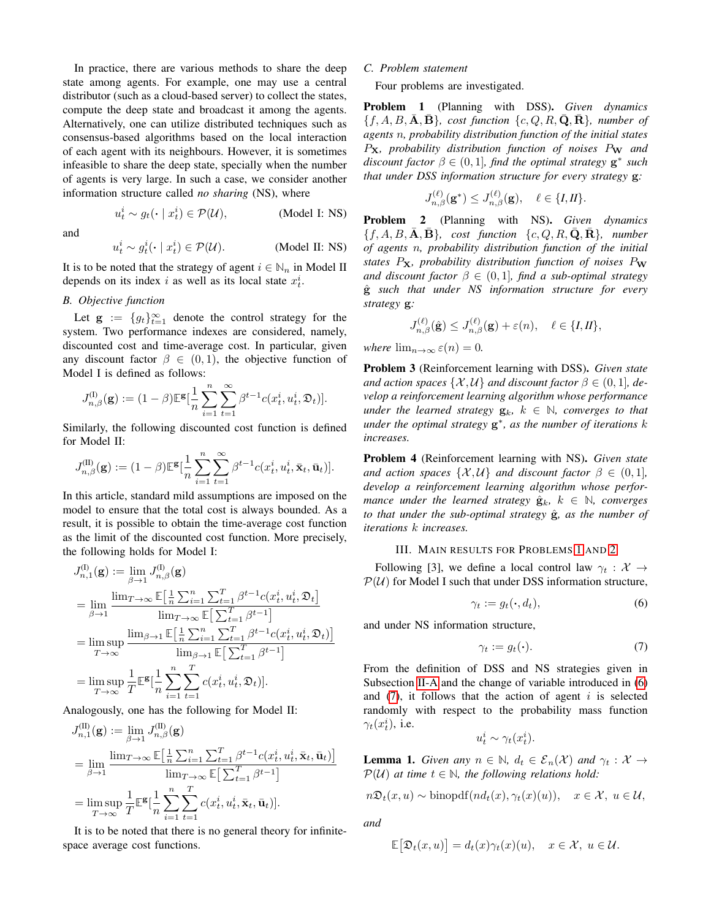In practice, there are various methods to share the deep state among agents. For example, one may use a central distributor (such as a cloud-based server) to collect the states, compute the deep state and broadcast it among the agents. Alternatively, one can utilize distributed techniques such as consensus-based algorithms based on the local interaction of each agent with its neighbours. However, it is sometimes infeasible to share the deep state, specially when the number of agents is very large. In such a case, we consider another information structure called *no sharing* (NS), where

$$u_t^i \sim g_t(\cdot \mid x_t^i) \in \mathcal{P}(\mathcal{U}), \qquad \text{(Model I: NS)}$$

and

$$u_t^i \sim g_t^i(\cdot \mid x_t^i) \in \mathcal{P}(\mathcal{U}). \qquad \text{(Model II: NS)}$$

It is to be noted that the strategy of agent $i \in \mathbb{N}_n$ in Model II depends on its index $i$ as well as its local state $x_t^i$.

### B. Objective function

Let $\mathbf{g} := \{g_t\}_{t=1}^\infty$ denote the control strategy for the system. Two performance indexes are considered, namely, discounted cost and time-average cost. In particular, given any discount factor $\beta \in (0,1)$, the objective function of Model I is defined as follows:

$$J_{n,\beta}^{(\mathrm{I})}(\mathbf{g}) := (1-\beta)\mathbb{E}^{\mathbf{g}}\Big[\frac{1}{n}\sum_{i=1}^{n}\sum_{t=1}^{\infty}\beta^{t-1}c(x_t^i, u_t^i, \mathfrak{D}_t)\Big].$$

Similarly, the following discounted cost function is defined for Model II:

$$J_{n,\beta}^{(\mathrm{II})}(\mathbf{g}) := (1-\beta)\mathbb{E}^{\mathbf{g}}\Big[\frac{1}{n}\sum_{i=1}^{n}\sum_{t=1}^{\infty}\beta^{t-1}c(x_t^i, u_t^i, \bar{\mathbf{x}}_t, \bar{\mathbf{u}}_t)\Big].$$

In this article, standard mild assumptions are imposed on the model to ensure that the total cost is always bounded. As a result, it is possible to obtain the time-average cost function as the limit of the discounted cost function. More precisely, the following holds for Model I:

$$\begin{aligned}
J_{n,1}^{(\mathrm{I})}(\mathbf{g}) &:= \lim_{\beta\to 1} J_{n,\beta}^{(\mathrm{I})}(\mathbf{g}) \\
&= \lim_{\beta\to 1}\frac{\lim_{T\to\infty}\mathbb{E}\big[\frac{1}{n}\sum_{i=1}^{n}\sum_{t=1}^{T}\beta^{t-1}c(x_t^i,u_t^i,\mathfrak{D}_t\big]}{\lim_{T\to\infty}\mathbb{E}\big[\sum_{t=1}^{T}\beta^{t-1}\big]} \\
&= \limsup_{T\to\infty}\frac{\lim_{\beta\to 1}\mathbb{E}\big[\frac{1}{n}\sum_{i=1}^{n}\sum_{t=1}^{T}\beta^{t-1}c(x_t^i,u_t^i,\mathfrak{D}_t)\big]}{\lim_{\beta\to 1}\mathbb{E}\big[\sum_{t=1}^{T}\beta^{t-1}\big]} \\
&= \limsup_{T\to\infty}\frac{1}{T}\mathbb{E}^{\mathbf{g}}\Big[\frac{1}{n}\sum_{i=1}^{n}\sum_{t=1}^{T}c(x_t^i,u_t^i,\mathfrak{D}_t)\Big].
\end{aligned}$$

Analogously, one has the following for Model II:

$$\begin{aligned}
J_{n,1}^{(\mathrm{II})}(\mathbf{g}) &:= \lim_{\beta\to 1} J_{n,\beta}^{(\mathrm{II})}(\mathbf{g}) \\
&= \lim_{\beta\to 1}\frac{\lim_{T\to\infty}\mathbb{E}\big[\frac{1}{n}\sum_{i=1}^{n}\sum_{t=1}^{T}\beta^{t-1}c(x_t^i,u_t^i,\bar{\mathbf{x}}_t,\bar{\mathbf{u}}_t)\big]}{\lim_{T\to\infty}\mathbb{E}\big[\sum_{t=1}^{T}\beta^{t-1}\big]} \\
&= \limsup_{T\to\infty}\frac{1}{T}\mathbb{E}^{\mathbf{g}}\Big[\frac{1}{n}\sum_{i=1}^{n}\sum_{t=1}^{T}c(x_t^i,u_t^i,\bar{\mathbf{x}}_t,\bar{\mathbf{u}}_t)\Big].
\end{aligned}$$

It is to be noted that there is no general theory for infinite-space average cost functions.

### C. Problem statement

Four problems are investigated.

**Problem 1** (Planning with DSS). *Given dynamics $\{f, A, B, \bar{\mathbf{A}}, \bar{\mathbf{B}}\}$, cost function $\{c, Q, R, \bar{\mathbf{Q}}, \bar{\mathbf{R}}\}$, number of agents $n$, probability distribution function of the initial states $P_{\mathbf{X}}$, probability distribution function of noises $P_{\mathbf{W}}$ and discount factor $\beta \in (0,1]$, find the optimal strategy $\mathbf{g}^*$ such that under DSS information structure for every strategy $\mathbf{g}$:*

$$J_{n,\beta}^{(\ell)}(\mathbf{g}^*) \le J_{n,\beta}^{(\ell)}(\mathbf{g}), \quad \ell \in \{I, II\}.$$

**Problem 2** (Planning with NS). *Given dynamics $\{f, A, B, \bar{\mathbf{A}}, \bar{\mathbf{B}}\}$, cost function $\{c, Q, R, \bar{\mathbf{Q}}, \bar{\mathbf{R}}\}$, number of agents $n$, probability distribution function of the initial states $P_{\mathbf{X}}$, probability distribution function of noises $P_{\mathbf{W}}$ and discount factor $\beta \in (0,1]$, find a sub-optimal strategy $\hat{\mathbf{g}}$ such that under NS information structure for every strategy $\mathbf{g}$:*

$$J_{n,\beta}^{(\ell)}(\hat{\mathbf{g}}) \le J_{n,\beta}^{(\ell)}(\mathbf{g}) + \varepsilon(n), \quad \ell \in \{I, II\},$$

*where $\lim_{n\to\infty}\varepsilon(n) = 0$.*

**Problem 3** (Reinforcement learning with DSS). *Given state and action spaces $\{\mathcal{X}, \mathcal{U}\}$ and discount factor $\beta \in (0,1]$, develop a reinforcement learning algorithm whose performance under the learned strategy $\mathbf{g}_k$, $k \in \mathbb{N}$, converges to that under the optimal strategy $\mathbf{g}^*$, as the number of iterations $k$ increases.*

**Problem 4** (Reinforcement learning with NS). *Given state and action spaces $\{\mathcal{X}, \mathcal{U}\}$ and discount factor $\beta \in (0,1]$, develop a reinforcement learning algorithm whose performance under the learned strategy $\hat{\mathbf{g}}_k$, $k \in \mathbb{N}$, converges to that under the sub-optimal strategy $\hat{\mathbf{g}}$, as the number of iterations $k$ increases.*

## III. Main results for Problems 1 and 2

Following [3], we define a local control law $\gamma_t : \mathcal{X} \to \mathcal{P}(\mathcal{U})$ for Model I such that under DSS information structure,

$$\gamma_t := g_t(\cdot, d_t), \tag{6}$$

and under NS information structure,

$$\gamma_t := g_t(\cdot). \tag{7}$$

From the definition of DSS and NS strategies given in Subsection II-A and the change of variable introduced in (6) and (7), it follows that the action of agent $i$ is selected randomly with respect to the probability mass function $\gamma_t(x_t^i)$, i.e.

$$u_t^i \sim \gamma_t(x_t^i).$$

**Lemma 1.** *Given any $n \in \mathbb{N}$, $d_t \in \mathcal{E}_n(\mathcal{X})$ and $\gamma_t : \mathcal{X} \to \mathcal{P}(\mathcal{U})$ at time $t \in \mathbb{N}$, the following relations hold:*

$$n\mathfrak{D}_t(x,u) \sim \operatorname{binopdf}(nd_t(x), \gamma_t(x)(u)), \quad x \in \mathcal{X},\ u \in \mathcal{U},$$

*and*

$$\mathbb{E}\big[\mathfrak{D}_t(x,u)\big] = d_t(x)\gamma_t(x)(u), \quad x \in \mathcal{X},\ u \in \mathcal{U}.$$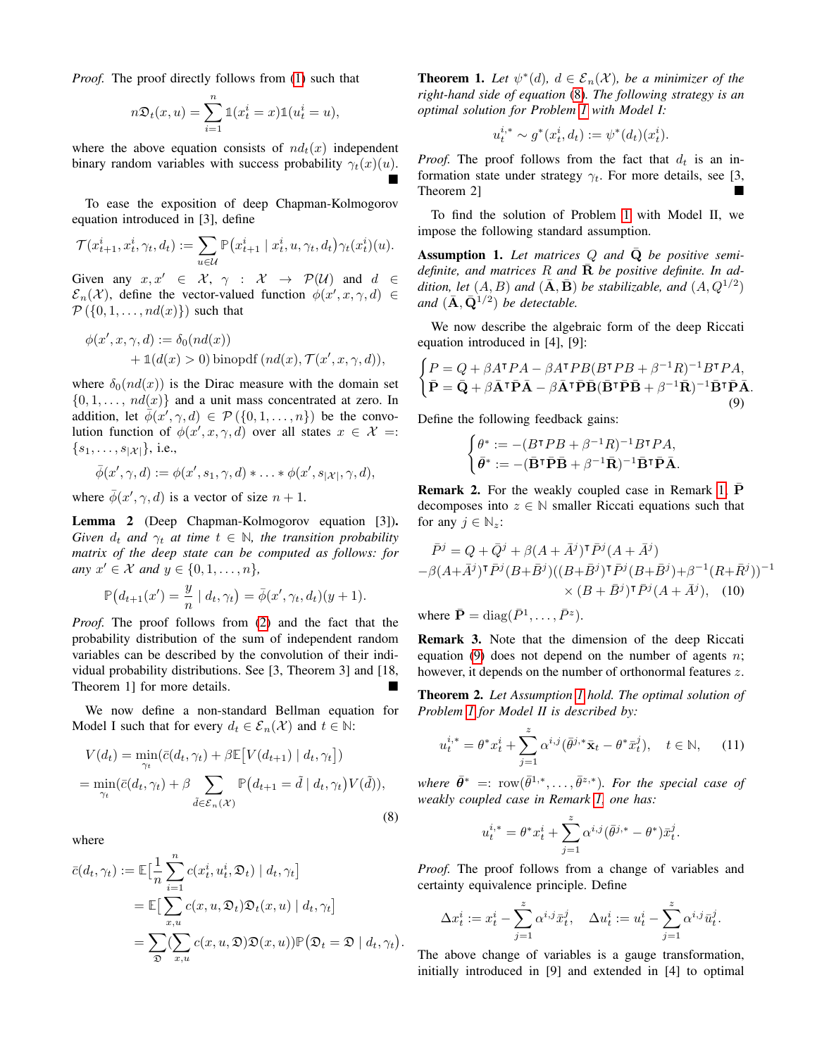*Proof.* The proof directly follows from (1) such that

$$n\mathfrak{D}_t(x,u) = \sum_{i=1}^{n} \mathbb{1}(x_t^i = x)\mathbb{1}(u_t^i = u),$$

where the above equation consists of $nd_t(x)$ independent binary random variables with success probability $\gamma_t(x)(u)$. ∎

To ease the exposition of deep Chapman-Kolmogorov equation introduced in [3], define

$$\mathcal{T}(x_{t+1}^i, x_t^i, \gamma_t, d_t) := \sum_{u \in \mathcal{U}} \mathbb{P}\big(x_{t+1}^i \mid x_t^i, u, \gamma_t, d_t\big)\gamma_t(x_t^i)(u).$$

Given any $x, x' \in \mathcal{X}$, $\gamma : \mathcal{X} \to \mathcal{P}(\mathcal{U})$ and $d \in \mathcal{E}_n(\mathcal{X})$, define the vector-valued function $\phi(x', x, \gamma, d) \in \mathcal{P}(\{0, 1, \ldots, nd(x)\})$ such that

$$\begin{aligned}\phi(x', x, \gamma, d) &:= \delta_0(nd(x)) \\ &+ \mathbb{1}(d(x) > 0)\,\mathrm{binopdf}\left(nd(x), \mathcal{T}(x', x, \gamma, d)\right),\end{aligned}$$

where $\delta_0(nd(x))$ is the Dirac measure with the domain set $\{0, 1, \ldots, nd(x)\}$ and a unit mass concentrated at zero. In addition, let $\bar{\phi}(x', \gamma, d) \in \mathcal{P}(\{0, 1, \ldots, n\})$ be the convolution function of $\phi(x', x, \gamma, d)$ over all states $x \in \mathcal{X} =: \{s_1, \ldots, s_{|\mathcal{X}|}\}$, i.e.,

$$\bar{\phi}(x', \gamma, d) := \phi(x', s_1, \gamma, d) * \ldots * \phi(x', s_{|\mathcal{X}|}, \gamma, d),$$

where $\bar{\phi}(x', \gamma, d)$ is a vector of size $n + 1$.

**Lemma 2** (Deep Chapman-Kolmogorov equation [3])**.** *Given $d_t$ and $\gamma_t$ at time $t \in \mathbb{N}$, the transition probability matrix of the deep state can be computed as follows: for any $x' \in \mathcal{X}$ and $y \in \{0, 1, \ldots, n\}$,*

$$\mathbb{P}\big(d_{t+1}(x') = \frac{y}{n} \mid d_t, \gamma_t\big) = \bar{\phi}(x', \gamma_t, d_t)(y + 1).$$

*Proof.* The proof follows from (2) and the fact that the probability distribution of the sum of independent random variables can be described by the convolution of their individual probability distributions. See [3, Theorem 3] and [18, Theorem 1] for more details. ∎

We now define a non-standard Bellman equation for Model I such that for every $d_t \in \mathcal{E}_n(\mathcal{X})$ and $t \in \mathbb{N}$:

$$\begin{aligned}V(d_t) &= \min_{\gamma_t}(\bar{c}(d_t, \gamma_t) + \beta\mathbb{E}\big[V(d_{t+1}) \mid d_t, \gamma_t\big]) \\ &= \min_{\gamma_t}(\bar{c}(d_t, \gamma_t) + \beta \sum_{\tilde{d} \in \mathcal{E}_n(\mathcal{X})} \mathbb{P}\big(d_{t+1} = \tilde{d} \mid d_t, \gamma_t\big)V(\tilde{d})),\end{aligned} \tag{8}$$

where

$$\begin{aligned}\bar{c}(d_t, \gamma_t) &:= \mathbb{E}\big[\frac{1}{n}\sum_{i=1}^{n} c(x_t^i, u_t^i, \mathfrak{D}_t) \mid d_t, \gamma_t\big] \\ &= \mathbb{E}\big[\sum_{x,u} c(x, u, \mathfrak{D}_t)\mathfrak{D}_t(x, u) \mid d_t, \gamma_t\big] \\ &= \sum_{\mathfrak{D}}\big(\sum_{x,u} c(x, u, \mathfrak{D})\mathfrak{D}(x, u)\big)\mathbb{P}\big(\mathfrak{D}_t = \mathfrak{D} \mid d_t, \gamma_t\big).\end{aligned}$$

**Theorem 1.** *Let $\psi^*(d)$, $d \in \mathcal{E}_n(\mathcal{X})$, be a minimizer of the right-hand side of equation (8). The following strategy is an optimal solution for Problem 1 with Model I:*

$$u_t^{i,*} \sim g^*(x_t^i, d_t) := \psi^*(d_t)(x_t^i).$$

*Proof.* The proof follows from the fact that $d_t$ is an information state under strategy $\gamma_t$. For more details, see [3, Theorem 2] ∎

To find the solution of Problem 1 with Model II, we impose the following standard assumption.

**Assumption 1.** *Let matrices $Q$ and $\bar{\mathbf{Q}}$ be positive semi-definite, and matrices $R$ and $\bar{\mathbf{R}}$ be positive definite. In addition, let $(A, B)$ and $(\bar{\mathbf{A}}, \bar{\mathbf{B}})$ be stabilizable, and $(A, Q^{1/2})$ and $(\bar{\mathbf{A}}, \bar{\mathbf{Q}}^{1/2})$ be detectable.*

We now describe the algebraic form of the deep Riccati equation introduced in [4], [9]:

$$\begin{cases} P = Q + \beta A^\intercal P A - \beta A^\intercal P B(B^\intercal P B + \beta^{-1}R)^{-1}B^\intercal P A, \\ \bar{\mathbf{P}} = \bar{\mathbf{Q}} + \beta\bar{\mathbf{A}}^\intercal\bar{\mathbf{P}}\bar{\mathbf{A}} - \beta\bar{\mathbf{A}}^\intercal\bar{\mathbf{P}}\bar{\mathbf{B}}(\bar{\mathbf{B}}^\intercal\bar{\mathbf{P}}\bar{\mathbf{B}} + \beta^{-1}\bar{\mathbf{R}})^{-1}\bar{\mathbf{B}}^\intercal\bar{\mathbf{P}}\bar{\mathbf{A}}. \end{cases} \tag{9}$$

Define the following feedback gains:

$$\begin{cases} \theta^* := -(B^\intercal P B + \beta^{-1}R)^{-1}B^\intercal P A, \\ \bar{\boldsymbol{\theta}}^* := -(\bar{\mathbf{B}}^\intercal\bar{\mathbf{P}}\bar{\mathbf{B}} + \beta^{-1}\bar{\mathbf{R}})^{-1}\bar{\mathbf{B}}^\intercal\bar{\mathbf{P}}\bar{\mathbf{A}}. \end{cases}$$

**Remark 2.** For the weakly coupled case in Remark 1, $\bar{\mathbf{P}}$ decomposes into $z \in \mathbb{N}$ smaller Riccati equations such that for any $j \in \mathbb{N}_z$:

$$\begin{aligned}\bar{P}^j &= Q + \bar{Q}^j + \beta(A + \bar{A}^j)^\intercal\bar{P}^j(A + \bar{A}^j) \\ &-\beta(A+\bar{A}^j)^\intercal\bar{P}^j(B+\bar{B}^j)((B+\bar{B}^j)^\intercal\bar{P}^j(B+\bar{B}^j)+\beta^{-1}(R+\bar{R}^j))^{-1} \\ &\times (B + \bar{B}^j)^\intercal\bar{P}^j(A + \bar{A}^j),\end{aligned} \tag{10}$$

where $\bar{\mathbf{P}} = \mathrm{diag}(\bar{P}^1, \ldots, \bar{P}^z)$.

**Remark 3.** Note that the dimension of the deep Riccati equation (9) does not depend on the number of agents $n$; however, it depends on the number of orthonormal features $z$.

**Theorem 2.** *Let Assumption 1 hold. The optimal solution of Problem 1 for Model II is described by:*

$$u_t^{i,*} = \theta^* x_t^i + \sum_{j=1}^{z} \alpha^{i,j}(\bar{\theta}^{j,*}\bar{\mathbf{x}}_t - \theta^*\bar{x}_t^j), \quad t \in \mathbb{N}, \tag{11}$$

*where $\bar{\boldsymbol{\theta}}^* =: \mathrm{row}(\bar{\theta}^{1,*}, \ldots, \bar{\theta}^{z,*})$. For the special case of weakly coupled case in Remark 1, one has:*

$$u_t^{i,*} = \theta^* x_t^i + \sum_{j=1}^{z} \alpha^{i,j}(\bar{\theta}^{j,*} - \theta^*)\bar{x}_t^j.$$

*Proof.* The proof follows from a change of variables and certainty equivalence principle. Define

$$\Delta x_t^i := x_t^i - \sum_{j=1}^{z} \alpha^{i,j}\bar{x}_t^j, \quad \Delta u_t^i := u_t^i - \sum_{j=1}^{z} \alpha^{i,j}\bar{u}_t^j.$$

The above change of variables is a gauge transformation, initially introduced in [9] and extended in [4] to optimal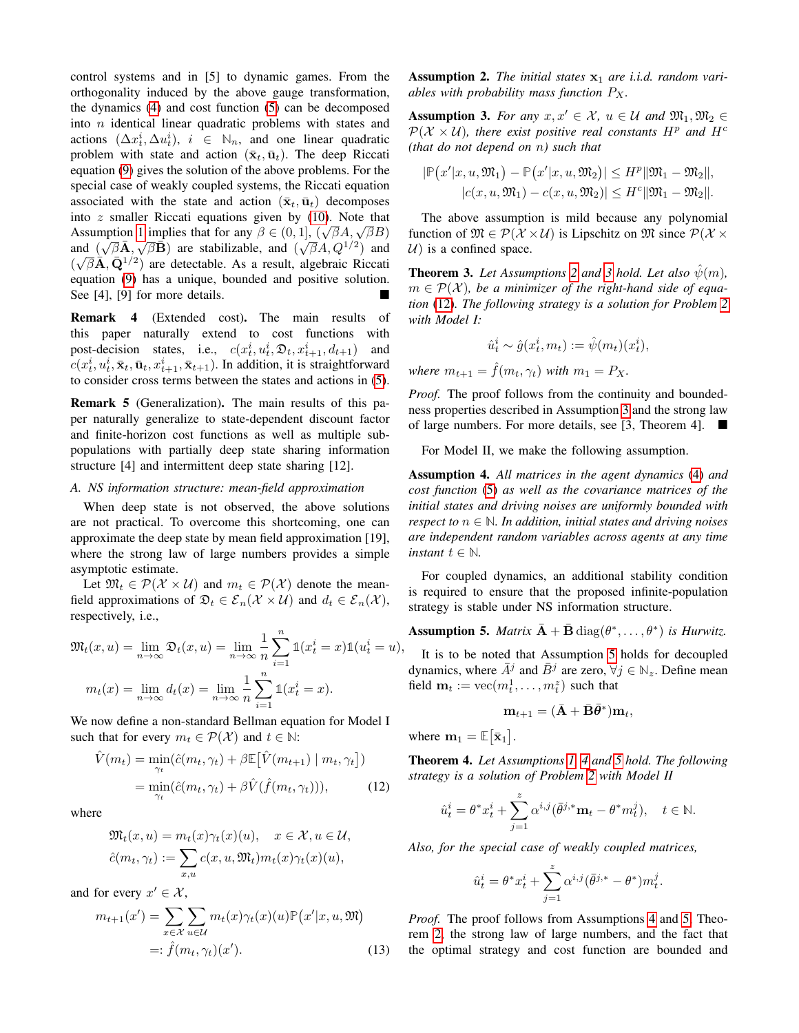control systems and in [5] to dynamic games. From the orthogonality induced by the above gauge transformation, the dynamics (4) and cost function (5) can be decomposed into $n$ identical linear quadratic problems with states and actions $(\Delta x_t^i, \Delta u_t^i)$, $i \in \mathbb{N}_n$, and one linear quadratic problem with state and action $(\bar{\mathbf{x}}_t, \bar{\mathbf{u}}_t)$. The deep Riccati equation (9) gives the solution of the above problems. For the special case of weakly coupled systems, the Riccati equation associated with the state and action $(\bar{\mathbf{x}}_t, \bar{\mathbf{u}}_t)$ decomposes into $z$ smaller Riccati equations given by (10). Note that Assumption 1 implies that for any $\beta \in (0,1]$, $(\sqrt{\beta}A, \sqrt{\beta}B)$ and $(\sqrt{\beta}\bar{\mathbf{A}}, \sqrt{\beta}\bar{\mathbf{B}})$ are stabilizable, and $(\sqrt{\beta}A, Q^{1/2})$ and $(\sqrt{\beta}\bar{\mathbf{A}}, \bar{\mathbf{Q}}^{1/2})$ are detectable. As a result, algebraic Riccati equation (9) has a unique, bounded and positive solution. See [4], [9] for more details. ∎

**Remark 4** (Extended cost). The main results of this paper naturally extend to cost functions with post-decision states, i.e., $c(x_t^i, u_t^i, \mathfrak{D}_t, x_{t+1}^i, d_{t+1})$ and $c(x_t^i, u_t^i, \bar{\mathbf{x}}_t, \bar{\mathbf{u}}_t, x_{t+1}^i, \bar{\mathbf{x}}_{t+1})$. In addition, it is straightforward to consider cross terms between the states and actions in (5).

**Remark 5** (Generalization). The main results of this paper naturally generalize to state-dependent discount factor and finite-horizon cost functions as well as multiple sub-populations with partially deep state sharing information structure [4] and intermittent deep state sharing [12].

### A. NS information structure: mean-field approximation

When deep state is not observed, the above solutions are not practical. To overcome this shortcoming, one can approximate the deep state by mean field approximation [19], where the strong law of large numbers provides a simple asymptotic estimate.

Let $\mathfrak{M}_t \in \mathcal{P}(\mathcal{X} \times \mathcal{U})$ and $m_t \in \mathcal{P}(\mathcal{X})$ denote the mean-field approximations of $\mathfrak{D}_t \in \mathcal{E}_n(\mathcal{X} \times \mathcal{U})$ and $d_t \in \mathcal{E}_n(\mathcal{X})$, respectively, i.e.,

$$\mathfrak{M}_t(x,u) = \lim_{n\to\infty} \mathfrak{D}_t(x,u) = \lim_{n\to\infty} \frac{1}{n}\sum_{i=1}^{n} \mathbb{1}(x_t^i = x)\mathbb{1}(u_t^i = u),$$

$$m_t(x) = \lim_{n\to\infty} d_t(x) = \lim_{n\to\infty} \frac{1}{n}\sum_{i=1}^{n} \mathbb{1}(x_t^i = x).$$

We now define a non-standard Bellman equation for Model I such that for every $m_t \in \mathcal{P}(\mathcal{X})$ and $t \in \mathbb{N}$:

$$\begin{aligned}\hat{V}(m_t) &= \min_{\gamma_t}(\hat{c}(m_t,\gamma_t) + \beta\mathbb{E}[\hat{V}(m_{t+1}) \mid m_t, \gamma_t]) \\ &= \min_{\gamma_t}(\hat{c}(m_t,\gamma_t) + \beta\hat{V}(\hat{f}(m_t,\gamma_t))), \end{aligned} \tag{12}$$

where

$$\mathfrak{M}_t(x,u) = m_t(x)\gamma_t(x)(u), \quad x \in \mathcal{X}, u \in \mathcal{U},$$

$$\hat{c}(m_t,\gamma_t) := \sum_{x,u} c(x,u,\mathfrak{M}_t) m_t(x)\gamma_t(x)(u),$$

and for every $x' \in \mathcal{X}$,

$$\begin{aligned} m_{t+1}(x') &= \sum_{x\in\mathcal{X}}\sum_{u\in\mathcal{U}} m_t(x)\gamma_t(x)(u)\mathbb{P}(x'|x,u,\mathfrak{M}) \\ &=: \hat{f}(m_t,\gamma_t)(x'). \end{aligned} \tag{13}$$

**Assumption 2.** *The initial states $\mathbf{x}_1$ are i.i.d. random variables with probability mass function $P_X$.*

**Assumption 3.** *For any $x, x' \in \mathcal{X}$, $u \in \mathcal{U}$ and $\mathfrak{M}_1, \mathfrak{M}_2 \in \mathcal{P}(\mathcal{X} \times \mathcal{U})$, there exist positive real constants $H^p$ and $H^c$ (that do not depend on $n$) such that*

$$|\mathbb{P}(x'|x,u,\mathfrak{M}_1) - \mathbb{P}(x'|x,u,\mathfrak{M}_2)| \leq H^p\|\mathfrak{M}_1 - \mathfrak{M}_2\|,$$
$$|c(x,u,\mathfrak{M}_1) - c(x,u,\mathfrak{M}_2)| \leq H^c\|\mathfrak{M}_1 - \mathfrak{M}_2\|.$$

The above assumption is mild because any polynomial function of $\mathfrak{M} \in \mathcal{P}(\mathcal{X} \times \mathcal{U})$ is Lipschitz on $\mathfrak{M}$ since $\mathcal{P}(\mathcal{X} \times \mathcal{U})$ is a confined space.

**Theorem 3.** *Let Assumptions 2 and 3 hold. Let also $\hat{\psi}(m)$, $m \in \mathcal{P}(\mathcal{X})$, be a minimizer of the right-hand side of equation (12). The following strategy is a solution for Problem 2 with Model I:*

$$\hat{u}_t^i \sim \hat{g}(x_t^i, m_t) := \hat{\psi}(m_t)(x_t^i),$$

*where $m_{t+1} = \hat{f}(m_t, \gamma_t)$ with $m_1 = P_X$.*

*Proof.* The proof follows from the continuity and boundedness properties described in Assumption 3 and the strong law of large numbers. For more details, see [3, Theorem 4]. ∎

For Model II, we make the following assumption.

**Assumption 4.** *All matrices in the agent dynamics (4) and cost function (5) as well as the covariance matrices of the initial states and driving noises are uniformly bounded with respect to $n \in \mathbb{N}$. In addition, initial states and driving noises are independent random variables across agents at any time instant $t \in \mathbb{N}$.*

For coupled dynamics, an additional stability condition is required to ensure that the proposed infinite-population strategy is stable under NS information structure.

**Assumption 5.** *Matrix $\bar{\mathbf{A}} + \bar{\mathbf{B}}\operatorname{diag}(\theta^*, \ldots, \theta^*)$ is Hurwitz.*

It is to be noted that Assumption 5 holds for decoupled dynamics, where $\bar{A}^j$ and $\bar{B}^j$ are zero, $\forall j \in \mathbb{N}_z$. Define mean field $\mathbf{m}_t := \operatorname{vec}(m_t^1, \ldots, m_t^z)$ such that

$$\mathbf{m}_{t+1} = (\bar{\mathbf{A}} + \bar{\mathbf{B}}\bar{\boldsymbol{\theta}}^*)\mathbf{m}_t,$$

where $\mathbf{m}_1 = \mathbb{E}[\bar{\mathbf{x}}_1]$.

**Theorem 4.** *Let Assumptions 1, 4 and 5 hold. The following strategy is a solution of Problem 2 with Model II*

$$\hat{u}_t^i = \theta^* x_t^i + \sum_{j=1}^{z} \alpha^{i,j}(\bar{\theta}^{j,*}\mathbf{m}_t - \theta^* m_t^j), \quad t \in \mathbb{N}.$$

*Also, for the special case of weakly coupled matrices,*

$$\hat{u}_t^i = \theta^* x_t^i + \sum_{j=1}^{z} \alpha^{i,j}(\bar{\theta}^{j,*} - \theta^*) m_t^j.$$

*Proof.* The proof follows from Assumptions 4 and 5, Theorem 2, the strong law of large numbers, and the fact that the optimal strategy and cost function are bounded and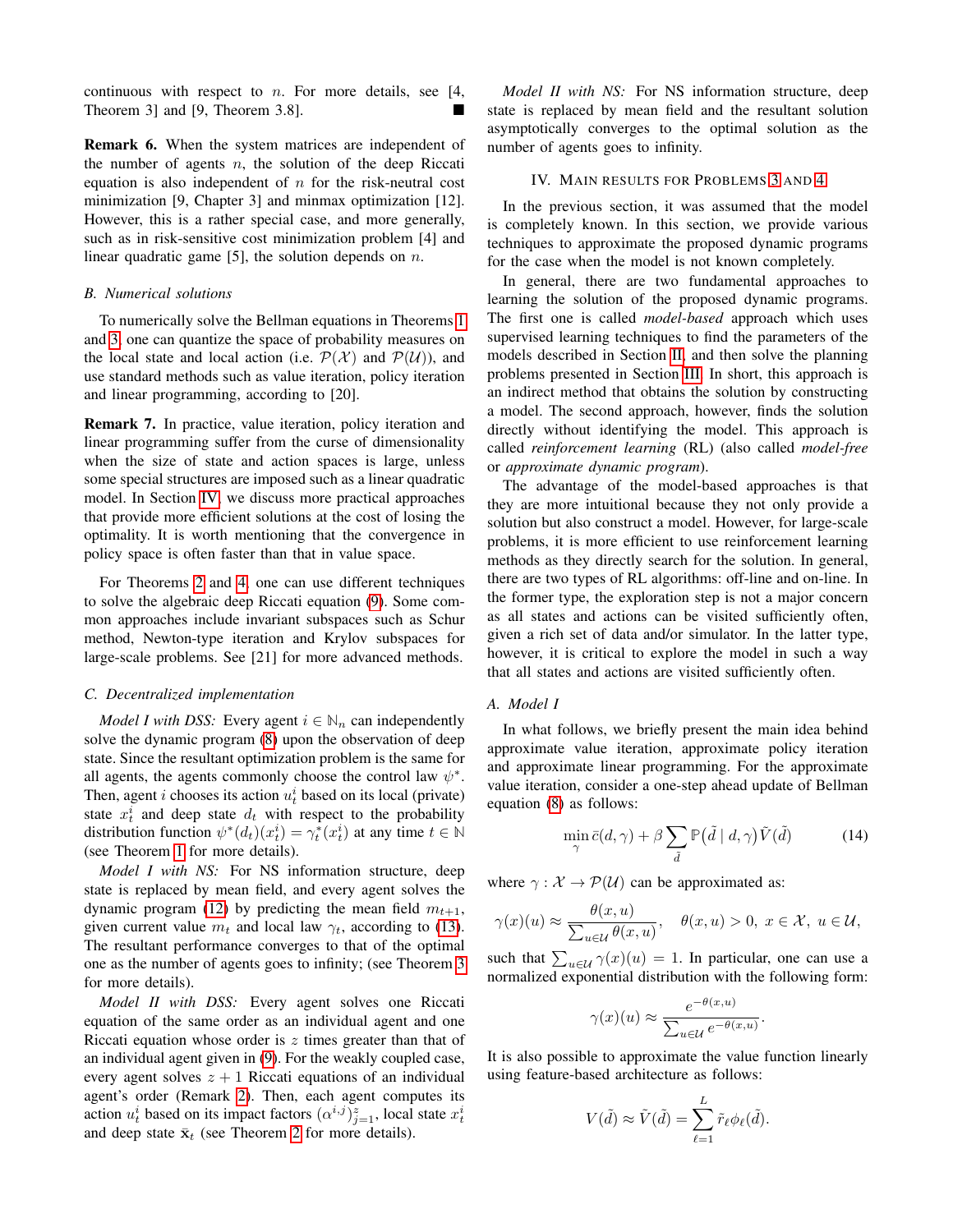continuous with respect to $n$. For more details, see [4, Theorem 3] and [9, Theorem 3.8]. ■

**Remark 6.** When the system matrices are independent of the number of agents $n$, the solution of the deep Riccati equation is also independent of $n$ for the risk-neutral cost minimization [9, Chapter 3] and minmax optimization [12]. However, this is a rather special case, and more generally, such as in risk-sensitive cost minimization problem [4] and linear quadratic game [5], the solution depends on $n$.

### B. Numerical solutions

To numerically solve the Bellman equations in Theorems 1 and 3, one can quantize the space of probability measures on the local state and local action (i.e. $\mathcal{P}(\mathcal{X})$ and $\mathcal{P}(\mathcal{U})$), and use standard methods such as value iteration, policy iteration and linear programming, according to [20].

**Remark 7.** In practice, value iteration, policy iteration and linear programming suffer from the curse of dimensionality when the size of state and action spaces is large, unless some special structures are imposed such as a linear quadratic model. In Section IV, we discuss more practical approaches that provide more efficient solutions at the cost of losing the optimality. It is worth mentioning that the convergence in policy space is often faster than that in value space.

For Theorems 2 and 4, one can use different techniques to solve the algebraic deep Riccati equation (9). Some common approaches include invariant subspaces such as Schur method, Newton-type iteration and Krylov subspaces for large-scale problems. See [21] for more advanced methods.

### C. Decentralized implementation

*Model I with DSS:* Every agent $i \in \mathbb{N}_n$ can independently solve the dynamic program (8) upon the observation of deep state. Since the resultant optimization problem is the same for all agents, the agents commonly choose the control law $\psi^*$. Then, agent $i$ chooses its action $u^i_t$ based on its local (private) state $x^i_t$ and deep state $d_t$ with respect to the probability distribution function $\psi^*(d_t)(x^i_t) = \gamma^*_t(x^i_t)$ at any time $t \in \mathbb{N}$ (see Theorem 1 for more details).

*Model I with NS:* For NS information structure, deep state is replaced by mean field, and every agent solves the dynamic program (12) by predicting the mean field $m_{t+1}$, given current value $m_t$ and local law $\gamma_t$, according to (13). The resultant performance converges to that of the optimal one as the number of agents goes to infinity; (see Theorem 3 for more details).

*Model II with DSS:* Every agent solves one Riccati equation of the same order as an individual agent and one Riccati equation whose order is $z$ times greater than that of an individual agent given in (9). For the weakly coupled case, every agent solves $z+1$ Riccati equations of an individual agent's order (Remark 2). Then, each agent computes its action $u^i_t$ based on its impact factors $(\alpha^{i,j})^z_{j=1}$, local state $x^i_t$ and deep state $\bar{\mathbf{x}}_t$ (see Theorem 2 for more details).

*Model II with NS:* For NS information structure, deep state is replaced by mean field and the resultant solution asymptotically converges to the optimal solution as the number of agents goes to infinity.

## IV. Main results for Problems 3 and 4

In the previous section, it was assumed that the model is completely known. In this section, we provide various techniques to approximate the proposed dynamic programs for the case when the model is not known completely.

In general, there are two fundamental approaches to learning the solution of the proposed dynamic programs. The first one is called *model-based* approach which uses supervised learning techniques to find the parameters of the models described in Section II, and then solve the planning problems presented in Section III. In short, this approach is an indirect method that obtains the solution by constructing a model. The second approach, however, finds the solution directly without identifying the model. This approach is called *reinforcement learning* (RL) (also called *model-free* or *approximate dynamic program*).

The advantage of the model-based approaches is that they are more intuitional because they not only provide a solution but also construct a model. However, for large-scale problems, it is more efficient to use reinforcement learning methods as they directly search for the solution. In general, there are two types of RL algorithms: off-line and on-line. In the former type, the exploration step is not a major concern as all states and actions can be visited sufficiently often, given a rich set of data and/or simulator. In the latter type, however, it is critical to explore the model in such a way that all states and actions are visited sufficiently often.

### A. Model I

In what follows, we briefly present the main idea behind approximate value iteration, approximate policy iteration and approximate linear programming. For the approximate value iteration, consider a one-step ahead update of Bellman equation (8) as follows:

$$\min_{\gamma} \bar{c}(d,\gamma) + \beta \sum_{\tilde{d}} \mathbb{P}\big(\tilde{d} \mid d, \gamma\big) \tilde{V}(\tilde{d}) \tag{14}$$

where $\gamma: \mathcal{X} \to \mathcal{P}(\mathcal{U})$ can be approximated as:

$$\gamma(x)(u) \approx \frac{\theta(x,u)}{\sum_{u \in \mathcal{U}} \theta(x,u)}, \quad \theta(x,u) > 0,\ x \in \mathcal{X},\ u \in \mathcal{U},$$

such that $\sum_{u \in \mathcal{U}} \gamma(x)(u) = 1$. In particular, one can use a normalized exponential distribution with the following form:

$$\gamma(x)(u) \approx \frac{e^{-\theta(x,u)}}{\sum_{u \in \mathcal{U}} e^{-\theta(x,u)}}.$$

It is also possible to approximate the value function linearly using feature-based architecture as follows:

$$V(\tilde{d}) \approx \tilde{V}(\tilde{d}) = \sum_{\ell=1}^{L} \tilde{r}_\ell \phi_\ell(\tilde{d}).$$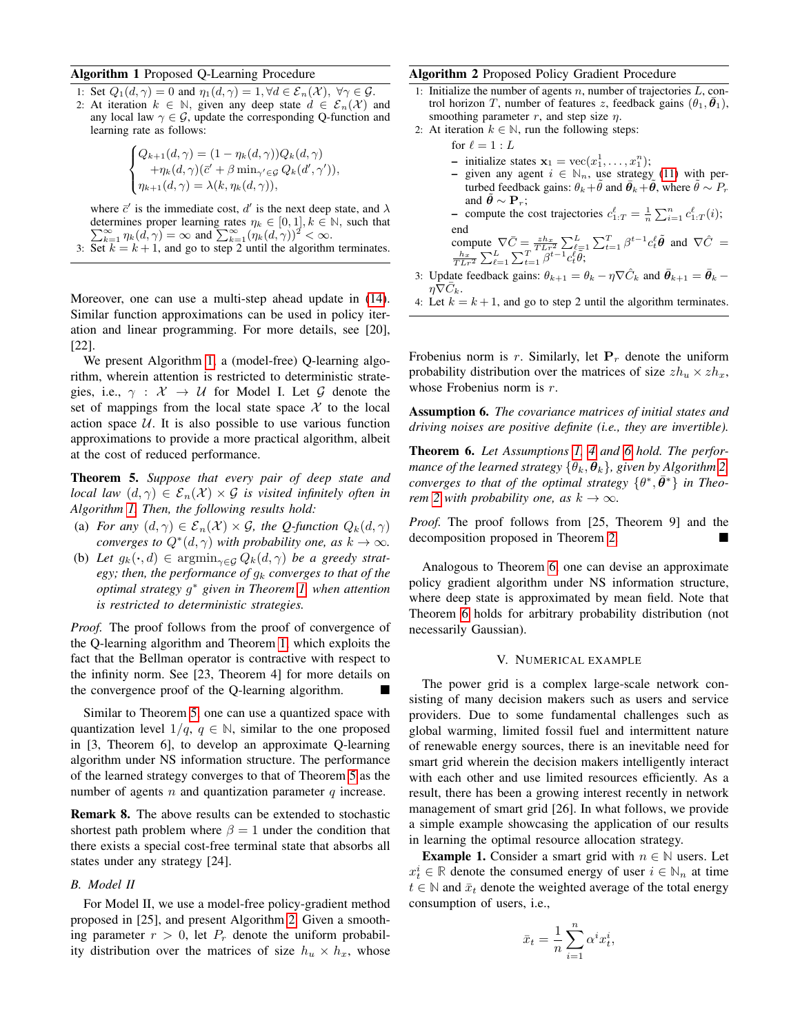**Algorithm 1** Proposed Q-Learning Procedure

1: Set $Q_1(d,\gamma)=0$ and $\eta_1(d,\gamma)=1, \forall d \in \mathcal{E}_n(\mathcal{X}),\ \forall \gamma \in \mathcal{G}$.

2: At iteration $k \in \mathbb{N}$, given any deep state $d \in \mathcal{E}_n(\mathcal{X})$ and any local law $\gamma \in \mathcal{G}$, update the corresponding Q-function and learning rate as follows:

$$\begin{cases} Q_{k+1}(d,\gamma) = (1-\eta_k(d,\gamma))Q_k(d,\gamma) \\ \quad +\eta_k(d,\gamma)(\bar{c}' + \beta \min_{\gamma' \in \mathcal{G}} Q_k(d',\gamma')), \\ \eta_{k+1}(d,\gamma) = \lambda(k, \eta_k(d,\gamma)), \end{cases}$$

where $\bar{c}'$ is the immediate cost, $d'$ is the next deep state, and $\lambda$ determines proper learning rates $\eta_k \in [0,1], k \in \mathbb{N}$, such that $\sum_{k=1}^\infty \eta_k(d,\gamma)=\infty$ and $\sum_{k=1}^\infty (\eta_k(d,\gamma))^2 < \infty$.

3: Set $k=k+1$, and go to step 2 until the algorithm terminates.

Moreover, one can use a multi-step ahead update in (14). Similar function approximations can be used in policy iteration and linear programming. For more details, see [20], [22].

We present Algorithm 1, a (model-free) Q-learning algorithm, wherein attention is restricted to deterministic strategies, i.e., $\gamma : \mathcal{X} \to \mathcal{U}$ for Model I. Let $\mathcal{G}$ denote the set of mappings from the local state space $\mathcal{X}$ to the local action space $\mathcal{U}$. It is also possible to use various function approximations to provide a more practical algorithm, albeit at the cost of reduced performance.

**Theorem 5.** *Suppose that every pair of deep state and local law $(d,\gamma) \in \mathcal{E}_n(\mathcal{X}) \times \mathcal{G}$ is visited infinitely often in Algorithm 1. Then, the following results hold:*

(a) *For any $(d,\gamma) \in \mathcal{E}_n(\mathcal{X}) \times \mathcal{G}$, the Q-function $Q_k(d,\gamma)$ converges to $Q^*(d,\gamma)$ with probability one, as $k \to \infty$.*

(b) *Let $g_k(\cdot,d) \in \operatorname{argmin}_{\gamma \in \mathcal{G}} Q_k(d,\gamma)$ be a greedy strategy; then, the performance of $g_k$ converges to that of the optimal strategy $g^*$ given in Theorem 1 when attention is restricted to deterministic strategies.*

*Proof.* The proof follows from the proof of convergence of the Q-learning algorithm and Theorem 1, which exploits the fact that the Bellman operator is contractive with respect to the infinity norm. See [23, Theorem 4] for more details on the convergence proof of the Q-learning algorithm. ∎

Similar to Theorem 5, one can use a quantized space with quantization level $1/q$, $q \in \mathbb{N}$, similar to the one proposed in [3, Theorem 6], to develop an approximate Q-learning algorithm under NS information structure. The performance of the learned strategy converges to that of Theorem 5 as the number of agents $n$ and quantization parameter $q$ increase.

**Remark 8.** The above results can be extended to stochastic shortest path problem where $\beta=1$ under the condition that there exists a special cost-free terminal state that absorbs all states under any strategy [24].

### B. Model II

For Model II, we use a model-free policy-gradient method proposed in [25], and present Algorithm 2. Given a smoothing parameter $r>0$, let $P_r$ denote the uniform probability distribution over the matrices of size $h_u \times h_x$, whose Frobenius norm is $r$. Similarly, let $\mathbf{P}_r$ denote the uniform probability distribution over the matrices of size $zh_u \times zh_x$, whose Frobenius norm is $r$.

**Algorithm 2** Proposed Policy Gradient Procedure

1: Initialize the number of agents $n$, number of trajectories $L$, control horizon $T$, number of features $z$, feedback gains $(\theta_1, \bar{\boldsymbol{\theta}}_1)$, smoothing parameter $r$, and step size $\eta$.

2: At iteration $k \in \mathbb{N}$, run the following steps:

for $\ell = 1:L$

– initialize states $\mathbf{x}_1 = \operatorname{vec}(x_1^1, \ldots, x_1^n)$;

– given any agent $i \in \mathbb{N}_n$, use strategy (11) with perturbed feedback gains: $\theta_k + \tilde{\theta}$ and $\bar{\boldsymbol{\theta}}_k + \tilde{\boldsymbol{\theta}}$, where $\tilde{\theta} \sim P_r$ and $\tilde{\boldsymbol{\theta}} \sim \mathbf{P}_r$;

– compute the cost trajectories $c_{1:T}^\ell = \frac{1}{n}\sum_{i=1}^n c_{1:T}^\ell(i)$;

end

compute $\nabla \bar{C} = \frac{zh_x}{TLr^2}\sum_{\ell=1}^L \sum_{t=1}^T \beta^{t-1} c_t^\ell \tilde{\boldsymbol{\theta}}$ and $\nabla \hat{C} = \frac{h_x}{TLr^2}\sum_{\ell=1}^L \sum_{t=1}^T \beta^{t-1} c_t^\ell \tilde{\theta}$;

3: Update feedback gains: $\theta_{k+1} = \theta_k - \eta \nabla \hat{C}_k$ and $\bar{\boldsymbol{\theta}}_{k+1} = \bar{\boldsymbol{\theta}}_k - \eta \nabla \bar{C}_k$.

4: Let $k=k+1$, and go to step 2 until the algorithm terminates.

**Assumption 6.** *The covariance matrices of initial states and driving noises are positive definite (i.e., they are invertible).*

**Theorem 6.** *Let Assumptions 1, 4 and 6 hold. The performance of the learned strategy $\{\theta_k, \bar{\boldsymbol{\theta}}_k\}$, given by Algorithm 2, converges to that of the optimal strategy $\{\theta^*, \bar{\boldsymbol{\theta}}^*\}$ in Theorem 2 with probability one, as $k \to \infty$.*

*Proof.* The proof follows from [25, Theorem 9] and the decomposition proposed in Theorem 2. ∎

Analogous to Theorem 6, one can devise an approximate policy gradient algorithm under NS information structure, where deep state is approximated by mean field. Note that Theorem 6 holds for arbitrary probability distribution (not necessarily Gaussian).

## V. Numerical Example

The power grid is a complex large-scale network consisting of many decision makers such as users and service providers. Due to some fundamental challenges such as global warming, limited fossil fuel and intermittent nature of renewable energy sources, there is an inevitable need for smart grid wherein the decision makers intelligently interact with each other and use limited resources efficiently. As a result, there has been a growing interest recently in network management of smart grid [26]. In what follows, we provide a simple example showcasing the application of our results in learning the optimal resource allocation strategy.

**Example 1.** Consider a smart grid with $n \in \mathbb{N}$ users. Let $x_t^i \in \mathbb{R}$ denote the consumed energy of user $i \in \mathbb{N}_n$ at time $t \in \mathbb{N}$ and $\bar{x}_t$ denote the weighted average of the total energy consumption of users, i.e.,

$$\bar{x}_t = \frac{1}{n}\sum_{i=1}^n \alpha^i x_t^i,$$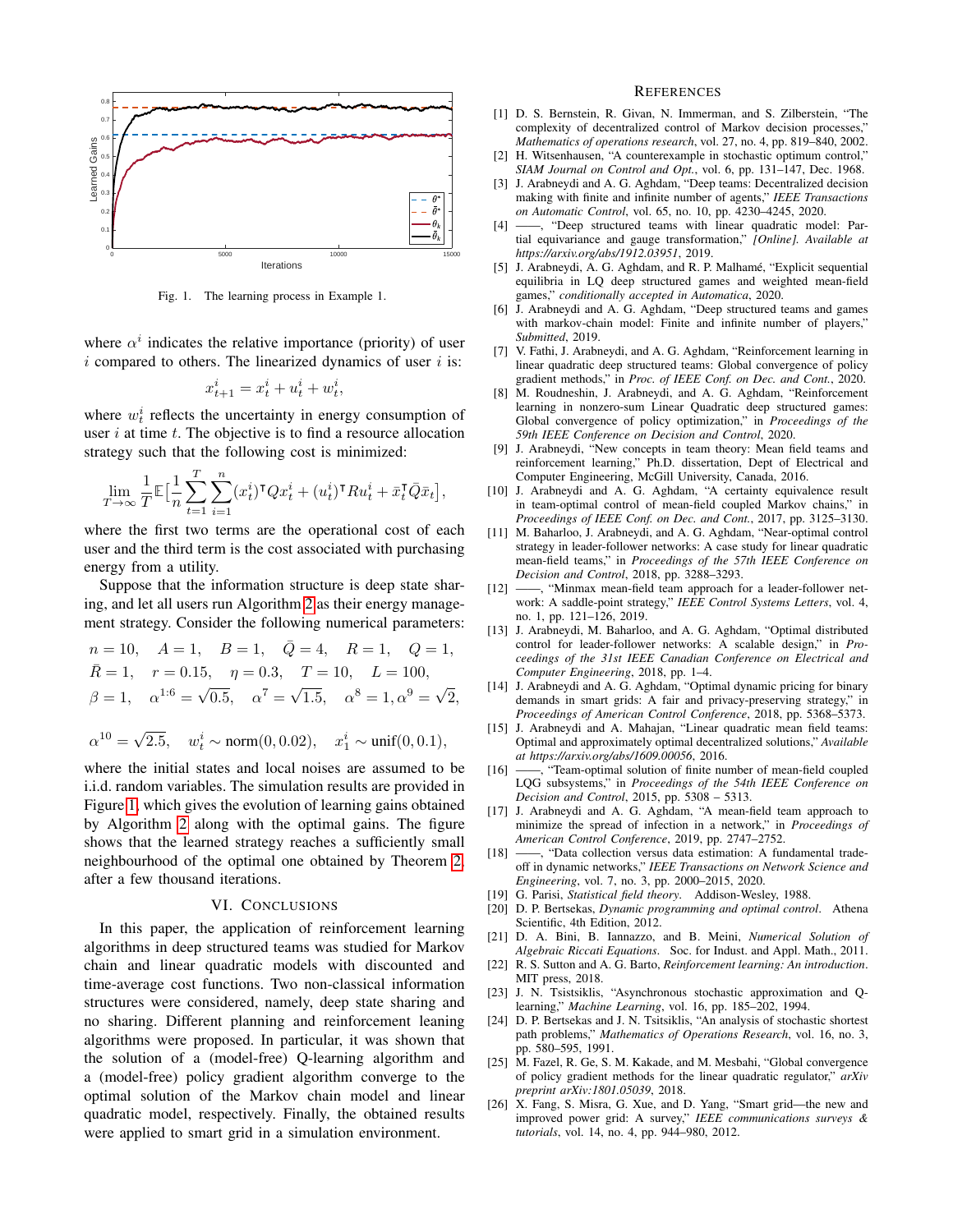0.8
0.7
0.6
0.5
0.4
0.3
0.2
0.1
0
Learned Gains
$\theta^*$
$\bar{\theta}^*$
$\theta_k$
$\bar{\theta}_k$
0
5000
10000
15000
Iterations

Fig. 1. The learning process in Example 1.

where $\alpha^i$ indicates the relative importance (priority) of user $i$ compared to others. The linearized dynamics of user $i$ is:

$$x_{t+1}^i = x_t^i + u_t^i + w_t^i,$$

where $w_t^i$ reflects the uncertainty in energy consumption of user $i$ at time $t$. The objective is to find a resource allocation strategy such that the following cost is minimized:

$$\lim_{T \to \infty} \frac{1}{T} \mathbb{E}\Big[\frac{1}{n} \sum_{t=1}^{T} \sum_{i=1}^{n} (x_t^i)^\intercal Q x_t^i + (u_t^i)^\intercal R u_t^i + \bar{x}_t^\intercal \bar{Q} \bar{x}_t\Big],$$

where the first two terms are the operational cost of each user and the third term is the cost associated with purchasing energy from a utility.

Suppose that the information structure is deep state sharing, and let all users run Algorithm 2 as their energy management strategy. Consider the following numerical parameters:

$$n = 10, \quad A = 1, \quad B = 1, \quad \bar{Q} = 4, \quad R = 1, \quad Q = 1,$$
$$\bar{R} = 1, \quad r = 0.15, \quad \eta = 0.3, \quad T = 10, \quad L = 100,$$
$$\beta = 1, \quad \alpha^{1:6} = \sqrt{0.5}, \quad \alpha^7 = \sqrt{1.5}, \quad \alpha^8 = 1, \alpha^9 = \sqrt{2},$$

$$\alpha^{10} = \sqrt{2.5}, \quad w_t^i \sim \text{norm}(0, 0.02), \quad x_1^i \sim \text{unif}(0, 0.1),$$

where the initial states and local noises are assumed to be i.i.d. random variables. The simulation results are provided in Figure 1, which gives the evolution of learning gains obtained by Algorithm 2 along with the optimal gains. The figure shows that the learned strategy reaches a sufficiently small neighbourhood of the optimal one obtained by Theorem 2, after a few thousand iterations.

## VI. Conclusions

In this paper, the application of reinforcement learning algorithms in deep structured teams was studied for Markov chain and linear quadratic models with discounted and time-average cost functions. Two non-classical information structures were considered, namely, deep state sharing and no sharing. Different planning and reinforcement leaning algorithms were proposed. In particular, it was shown that the solution of a (model-free) Q-learning algorithm and a (model-free) policy gradient algorithm converge to the optimal solution of the Markov chain model and linear quadratic model, respectively. Finally, the obtained results were applied to smart grid in a simulation environment.

## References

[1] D. S. Bernstein, R. Givan, N. Immerman, and S. Zilberstein, "The complexity of decentralized control of Markov decision processes," *Mathematics of operations research*, vol. 27, no. 4, pp. 819–840, 2002.

[2] H. Witsenhausen, "A counterexample in stochastic optimum control," *SIAM Journal on Control and Opt.*, vol. 6, pp. 131–147, Dec. 1968.

[3] J. Arabneydi and A. G. Aghdam, "Deep teams: Decentralized decision making with finite and infinite number of agents," *IEEE Transactions on Automatic Control*, vol. 65, no. 10, pp. 4230–4245, 2020.

[4] ——, "Deep structured teams with linear quadratic model: Partial equivariance and gauge transformation," *[Online]. Available at https://arxiv.org/abs/1912.03951*, 2019.

[5] J. Arabneydi, A. G. Aghdam, and R. P. Malhamé, "Explicit sequential equilibria in LQ deep structured games and weighted mean-field games," *conditionally accepted in Automatica*, 2020.

[6] J. Arabneydi and A. G. Aghdam, "Deep structured teams and games with markov-chain model: Finite and infinite number of players," *Submitted*, 2019.

[7] V. Fathi, J. Arabneydi, and A. G. Aghdam, "Reinforcement learning in linear quadratic deep structured teams: Global convergence of policy gradient methods," in *Proc. of IEEE Conf. on Dec. and Cont.*, 2020.

[8] M. Roudneshin, J. Arabneydi, and A. G. Aghdam, "Reinforcement learning in nonzero-sum Linear Quadratic deep structured games: Global convergence of policy optimization," in *Proceedings of the 59th IEEE Conference on Decision and Control*, 2020.

[9] J. Arabneydi, "New concepts in team theory: Mean field teams and reinforcement learning," Ph.D. dissertation, Dept of Electrical and Computer Engineering, McGill University, Canada, 2016.

[10] J. Arabneydi and A. G. Aghdam, "A certainty equivalence result in team-optimal control of mean-field coupled Markov chains," in *Proceedings of IEEE Conf. on Dec. and Cont.*, 2017, pp. 3125–3130.

[11] M. Baharloo, J. Arabneydi, and A. G. Aghdam, "Near-optimal control strategy in leader-follower networks: A case study for linear quadratic mean-field teams," in *Proceedings of the 57th IEEE Conference on Decision and Control*, 2018, pp. 3288–3293.

[12] ——, "Minmax mean-field team approach for a leader-follower network: A saddle-point strategy," *IEEE Control Systems Letters*, vol. 4, no. 1, pp. 121–126, 2019.

[13] J. Arabneydi, M. Baharloo, and A. G. Aghdam, "Optimal distributed control for leader-follower networks: A scalable design," in *Proceedings of the 31st IEEE Canadian Conference on Electrical and Computer Engineering*, 2018, pp. 1–4.

[14] J. Arabneydi and A. G. Aghdam, "Optimal dynamic pricing for binary demands in smart grids: A fair and privacy-preserving strategy," in *Proceedings of American Control Conference*, 2018, pp. 5368–5373.

[15] J. Arabneydi and A. Mahajan, "Linear quadratic mean field teams: Optimal and approximately optimal decentralized solutions," *Available at https://arxiv.org/abs/1609.00056*, 2016.

[16] ——, "Team-optimal solution of finite number of mean-field coupled LQG subsystems," in *Proceedings of the 54th IEEE Conference on Decision and Control*, 2015, pp. 5308 – 5313.

[17] J. Arabneydi and A. G. Aghdam, "A mean-field team approach to minimize the spread of infection in a network," in *Proceedings of American Control Conference*, 2019, pp. 2747–2752.

[18] ——, "Data collection versus data estimation: A fundamental tradeoff in dynamic networks," *IEEE Transactions on Network Science and Engineering*, vol. 7, no. 3, pp. 2000–2015, 2020.

[19] G. Parisi, *Statistical field theory*. Addison-Wesley, 1988.

[20] D. P. Bertsekas, *Dynamic programming and optimal control*. Athena Scientific, 4th Edition, 2012.

[21] D. A. Bini, B. Iannazzo, and B. Meini, *Numerical Solution of Algebraic Riccati Equations*. Soc. for Indust. and Appl. Math., 2011.

[22] R. S. Sutton and A. G. Barto, *Reinforcement learning: An introduction*. MIT press, 2018.

[23] J. N. Tsitsiklis, "Asynchronous stochastic approximation and Q-learning," *Machine Learning*, vol. 16, pp. 185–202, 1994.

[24] D. P. Bertsekas and J. N. Tsitsiklis, "An analysis of stochastic shortest path problems," *Mathematics of Operations Research*, vol. 16, no. 3, pp. 580–595, 1991.

[25] M. Fazel, R. Ge, S. M. Kakade, and M. Mesbahi, "Global convergence of policy gradient methods for the linear quadratic regulator," *arXiv preprint arXiv:1801.05039*, 2018.

[26] X. Fang, S. Misra, G. Xue, and D. Yang, "Smart grid—the new and improved power grid: A survey," *IEEE communications surveys & tutorials*, vol. 14, no. 4, pp. 944–980, 2012.